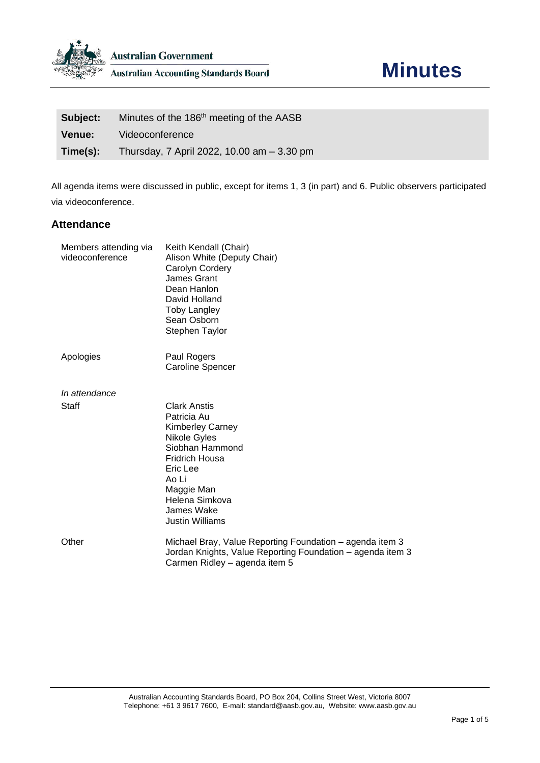Australian Government

Australian Accounting Standards Board

# Minutes

| | |
|---|---|
| **Subject:** | Minutes of the 186th meeting of the AASB |
| **Venue:** | Videoconference |
| **Time(s):** | Thursday, 7 April 2022, 10.00 am – 3.30 pm |

All agenda items were discussed in public, except for items 1, 3 (in part) and 6. Public observers participated via videoconference.

## Attendance

| | |
|---|---|
| Members attending via videoconference | Keith Kendall (Chair)<br>Alison White (Deputy Chair)<br>Carolyn Cordery<br>James Grant<br>Dean Hanlon<br>David Holland<br>Toby Langley<br>Sean Osborn<br>Stephen Taylor |
| Apologies | Paul Rogers<br>Caroline Spencer |
| *In attendance* | |
| Staff | Clark Anstis<br>Patricia Au<br>Kimberley Carney<br>Nikole Gyles<br>Siobhan Hammond<br>Fridrich Housa<br>Eric Lee<br>Ao Li<br>Maggie Man<br>Helena Simkova<br>James Wake<br>Justin Williams |
| Other | Michael Bray, Value Reporting Foundation – agenda item 3<br>Jordan Knights, Value Reporting Foundation – agenda item 3<br>Carmen Ridley – agenda item 5 |

Australian Accounting Standards Board, PO Box 204, Collins Street West, Victoria 8007
Telephone: +61 3 9617 7600, E-mail: standard@aasb.gov.au, Website: www.aasb.gov.au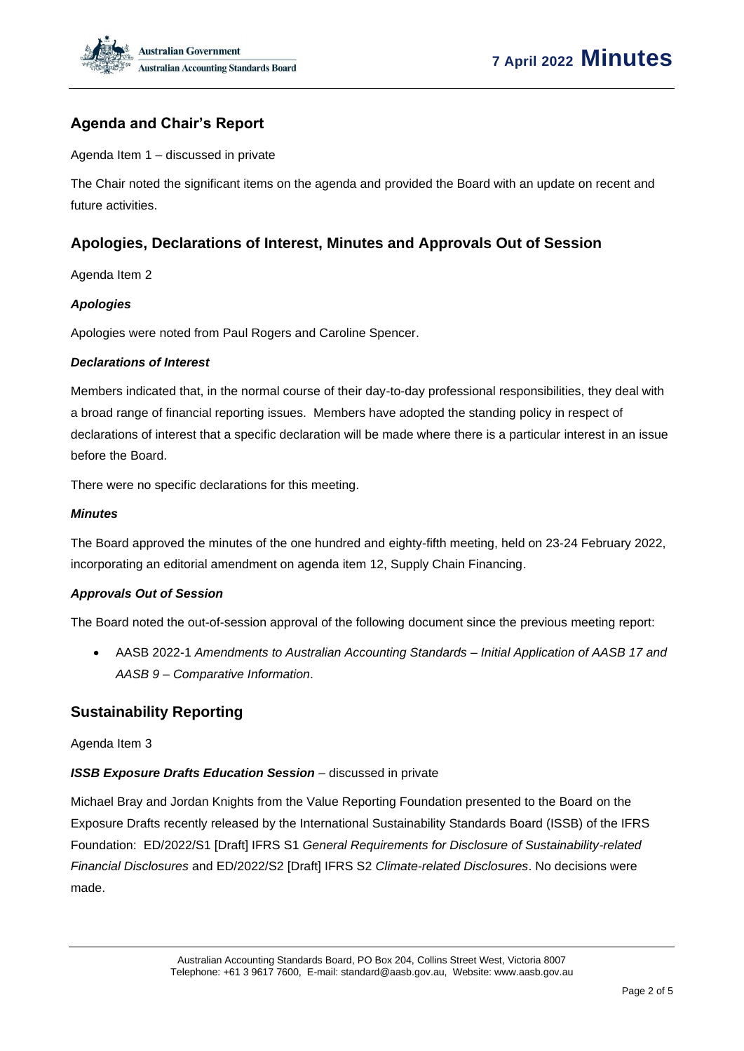## Agenda and Chair's Report

Agenda Item 1 – discussed in private

The Chair noted the significant items on the agenda and provided the Board with an update on recent and future activities.

## Apologies, Declarations of Interest, Minutes and Approvals Out of Session

Agenda Item 2

### *Apologies*

Apologies were noted from Paul Rogers and Caroline Spencer.

### *Declarations of Interest*

Members indicated that, in the normal course of their day-to-day professional responsibilities, they deal with a broad range of financial reporting issues. Members have adopted the standing policy in respect of declarations of interest that a specific declaration will be made where there is a particular interest in an issue before the Board.

There were no specific declarations for this meeting.

### *Minutes*

The Board approved the minutes of the one hundred and eighty-fifth meeting, held on 23-24 February 2022, incorporating an editorial amendment on agenda item 12, Supply Chain Financing.

### *Approvals Out of Session*

The Board noted the out-of-session approval of the following document since the previous meeting report:

- AASB 2022-1 *Amendments to Australian Accounting Standards – Initial Application of AASB 17 and AASB 9 – Comparative Information*.

## Sustainability Reporting

Agenda Item 3

***ISSB Exposure Drafts Education Session*** – discussed in private

Michael Bray and Jordan Knights from the Value Reporting Foundation presented to the Board on the Exposure Drafts recently released by the International Sustainability Standards Board (ISSB) of the IFRS Foundation: ED/2022/S1 [Draft] IFRS S1 *General Requirements for Disclosure of Sustainability-related Financial Disclosures* and ED/2022/S2 [Draft] IFRS S2 *Climate-related Disclosures*. No decisions were made.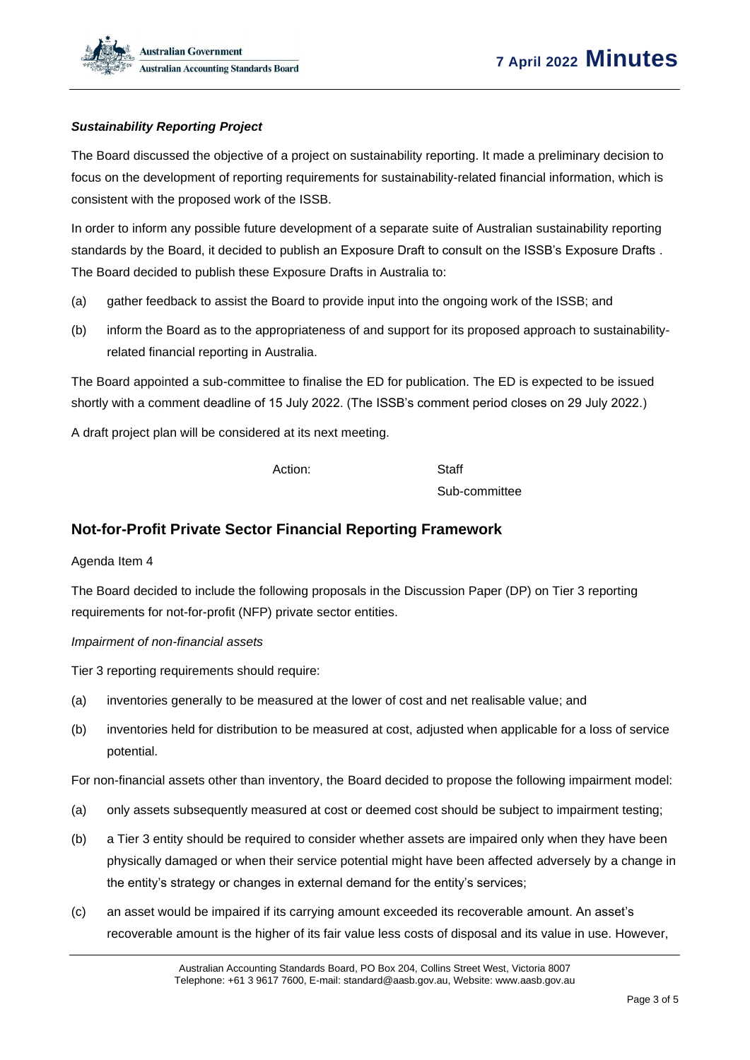***Sustainability Reporting Project***

The Board discussed the objective of a project on sustainability reporting. It made a preliminary decision to focus on the development of reporting requirements for sustainability-related financial information, which is consistent with the proposed work of the ISSB.

In order to inform any possible future development of a separate suite of Australian sustainability reporting standards by the Board, it decided to publish an Exposure Draft to consult on the ISSB's Exposure Drafts . The Board decided to publish these Exposure Drafts in Australia to:

(a) gather feedback to assist the Board to provide input into the ongoing work of the ISSB; and

(b) inform the Board as to the appropriateness of and support for its proposed approach to sustainability-related financial reporting in Australia.

The Board appointed a sub-committee to finalise the ED for publication. The ED is expected to be issued shortly with a comment deadline of 15 July 2022. (The ISSB's comment period closes on 29 July 2022.)

A draft project plan will be considered at its next meeting.

Action: Staff
Sub-committee

## Not-for-Profit Private Sector Financial Reporting Framework

Agenda Item 4

The Board decided to include the following proposals in the Discussion Paper (DP) on Tier 3 reporting requirements for not-for-profit (NFP) private sector entities.

*Impairment of non-financial assets*

Tier 3 reporting requirements should require:

(a) inventories generally to be measured at the lower of cost and net realisable value; and

(b) inventories held for distribution to be measured at cost, adjusted when applicable for a loss of service potential.

For non-financial assets other than inventory, the Board decided to propose the following impairment model:

(a) only assets subsequently measured at cost or deemed cost should be subject to impairment testing;

(b) a Tier 3 entity should be required to consider whether assets are impaired only when they have been physically damaged or when their service potential might have been affected adversely by a change in the entity's strategy or changes in external demand for the entity's services;

(c) an asset would be impaired if its carrying amount exceeded its recoverable amount. An asset's recoverable amount is the higher of its fair value less costs of disposal and its value in use. However,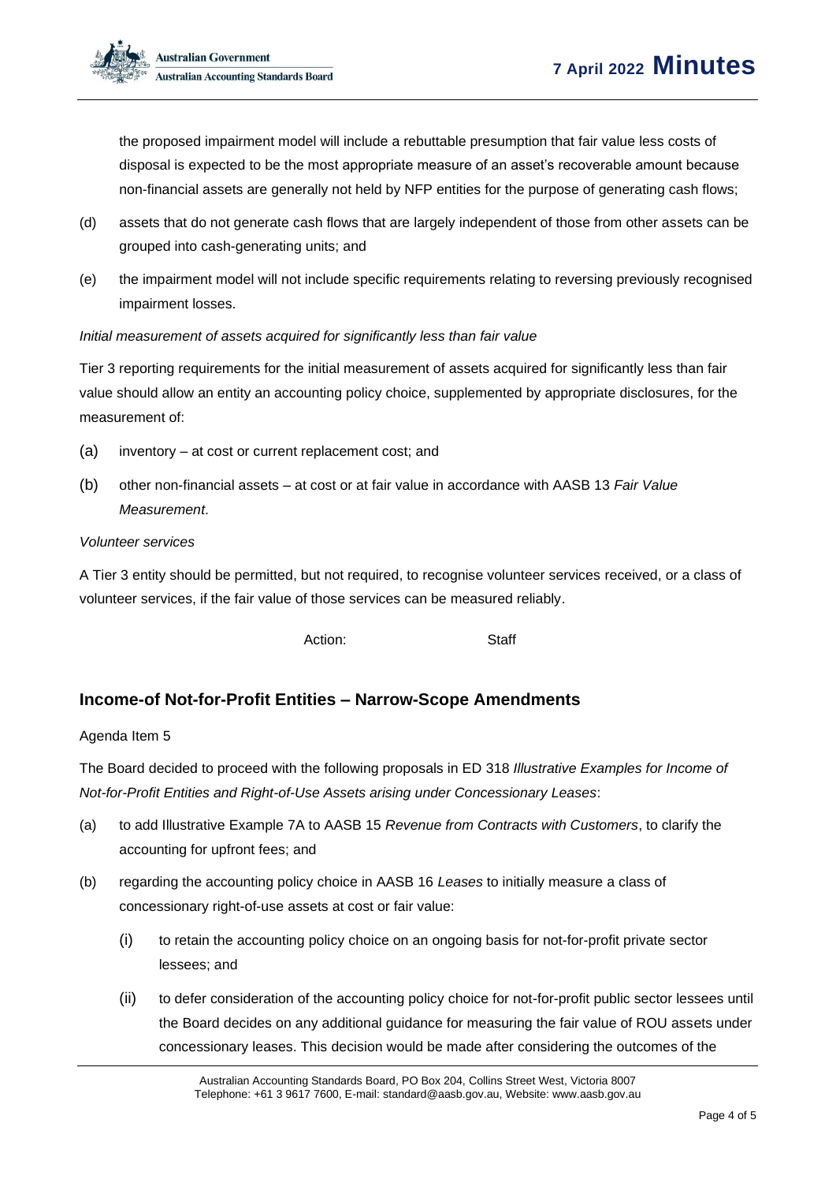the proposed impairment model will include a rebuttable presumption that fair value less costs of disposal is expected to be the most appropriate measure of an asset's recoverable amount because non-financial assets are generally not held by NFP entities for the purpose of generating cash flows;

(d) assets that do not generate cash flows that are largely independent of those from other assets can be grouped into cash-generating units; and

(e) the impairment model will not include specific requirements relating to reversing previously recognised impairment losses.

*Initial measurement of assets acquired for significantly less than fair value*

Tier 3 reporting requirements for the initial measurement of assets acquired for significantly less than fair value should allow an entity an accounting policy choice, supplemented by appropriate disclosures, for the measurement of:

(a) inventory – at cost or current replacement cost; and

(b) other non-financial assets – at cost or at fair value in accordance with AASB 13 *Fair Value Measurement*.

*Volunteer services*

A Tier 3 entity should be permitted, but not required, to recognise volunteer services received, or a class of volunteer services, if the fair value of those services can be measured reliably.

Action: Staff

## Income-of Not-for-Profit Entities – Narrow-Scope Amendments

Agenda Item 5

The Board decided to proceed with the following proposals in ED 318 *Illustrative Examples for Income of Not-for-Profit Entities and Right-of-Use Assets arising under Concessionary Leases*:

(a) to add Illustrative Example 7A to AASB 15 *Revenue from Contracts with Customers*, to clarify the accounting for upfront fees; and

(b) regarding the accounting policy choice in AASB 16 *Leases* to initially measure a class of concessionary right-of-use assets at cost or fair value:

  (i) to retain the accounting policy choice on an ongoing basis for not-for-profit private sector lessees; and

  (ii) to defer consideration of the accounting policy choice for not-for-profit public sector lessees until the Board decides on any additional guidance for measuring the fair value of ROU assets under concessionary leases. This decision would be made after considering the outcomes of the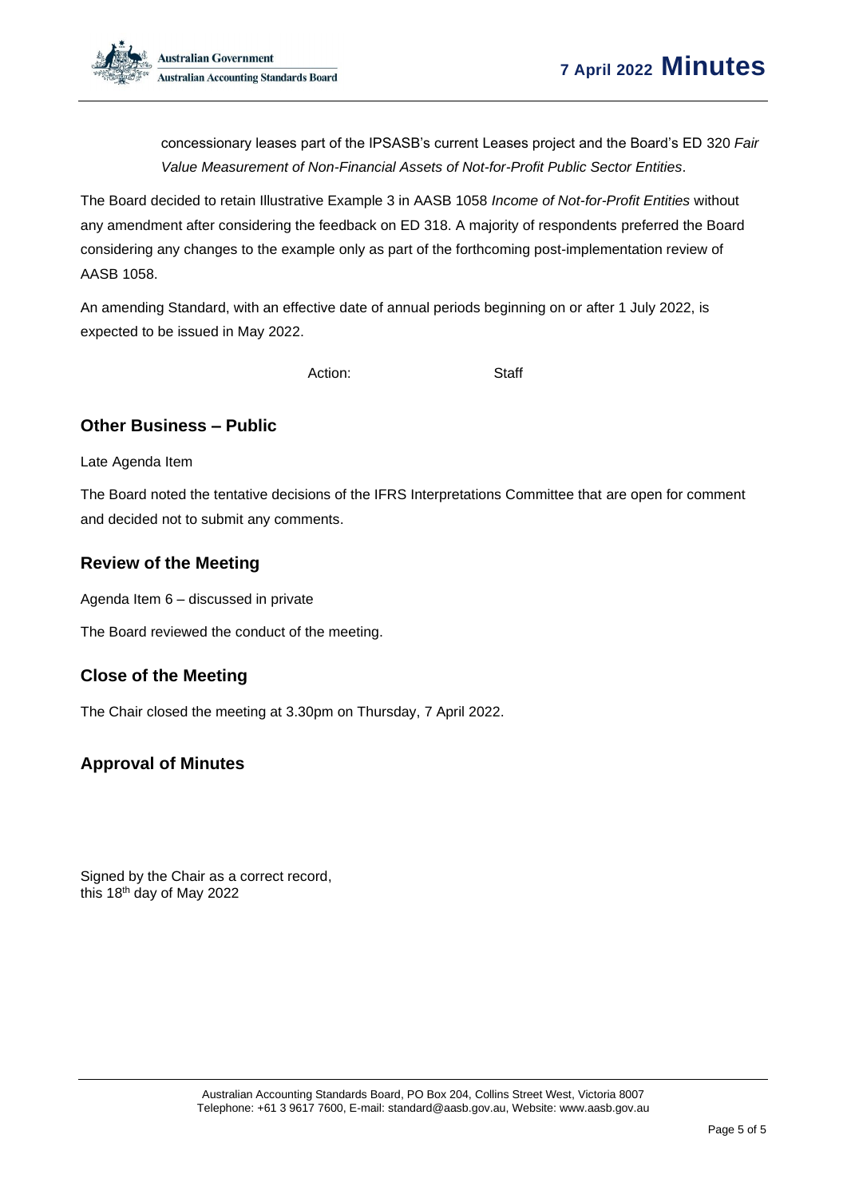concessionary leases part of the IPSASB's current Leases project and the Board's ED 320 *Fair Value Measurement of Non-Financial Assets of Not-for-Profit Public Sector Entities*.

The Board decided to retain Illustrative Example 3 in AASB 1058 *Income of Not-for-Profit Entities* without any amendment after considering the feedback on ED 318. A majority of respondents preferred the Board considering any changes to the example only as part of the forthcoming post-implementation review of AASB 1058.

An amending Standard, with an effective date of annual periods beginning on or after 1 July 2022, is expected to be issued in May 2022.

Action: Staff

## Other Business – Public

Late Agenda Item

The Board noted the tentative decisions of the IFRS Interpretations Committee that are open for comment and decided not to submit any comments.

## Review of the Meeting

Agenda Item 6 – discussed in private

The Board reviewed the conduct of the meeting.

## Close of the Meeting

The Chair closed the meeting at 3.30pm on Thursday, 7 April 2022.

## Approval of Minutes

Signed by the Chair as a correct record,
this 18th day of May 2022